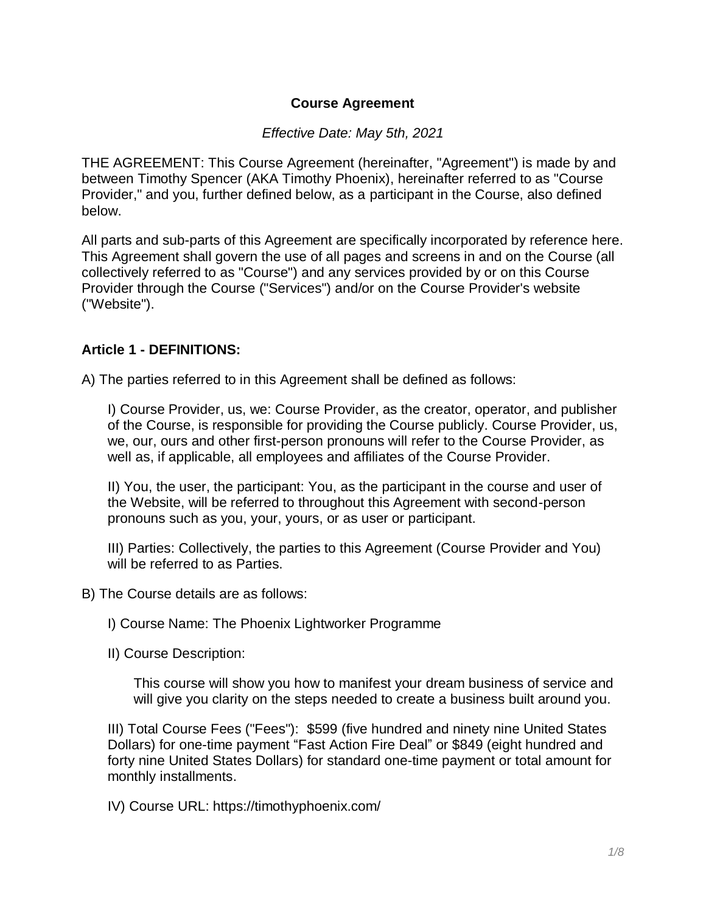# Course Agreement

*Effective Date: May 5th, 2021*

THE AGREEMENT: This Course Agreement (hereinafter, "Agreement") is made by and between Timothy Spencer (AKA Timothy Phoenix), hereinafter referred to as "Course Provider," and you, further defined below, as a participant in the Course, also defined below.

All parts and sub-parts of this Agreement are specifically incorporated by reference here. This Agreement shall govern the use of all pages and screens in and on the Course (all collectively referred to as "Course") and any services provided by or on this Course Provider through the Course ("Services") and/or on the Course Provider's website ("Website").

## Article 1 - DEFINITIONS:

A) The parties referred to in this Agreement shall be defined as follows:

I) Course Provider, us, we: Course Provider, as the creator, operator, and publisher of the Course, is responsible for providing the Course publicly. Course Provider, us, we, our, ours and other first-person pronouns will refer to the Course Provider, as well as, if applicable, all employees and affiliates of the Course Provider.

II) You, the user, the participant: You, as the participant in the course and user of the Website, will be referred to throughout this Agreement with second-person pronouns such as you, your, yours, or as user or participant.

III) Parties: Collectively, the parties to this Agreement (Course Provider and You) will be referred to as Parties.

B) The Course details are as follows:

I) Course Name: The Phoenix Lightworker Programme

II) Course Description:

This course will show you how to manifest your dream business of service and will give you clarity on the steps needed to create a business built around you.

III) Total Course Fees ("Fees"): $599 (five hundred and ninety nine United States Dollars) for one-time payment "Fast Action Fire Deal" or $849 (eight hundred and forty nine United States Dollars) for standard one-time payment or total amount for monthly installments.

IV) Course URL: https://timothyphoenix.com/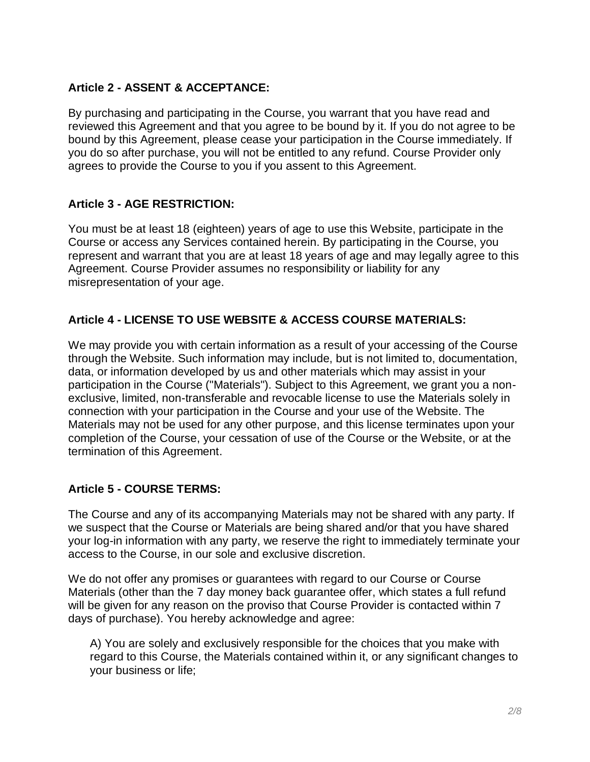**Article 2 - ASSENT & ACCEPTANCE:**

By purchasing and participating in the Course, you warrant that you have read and reviewed this Agreement and that you agree to be bound by it. If you do not agree to be bound by this Agreement, please cease your participation in the Course immediately. If you do so after purchase, you will not be entitled to any refund. Course Provider only agrees to provide the Course to you if you assent to this Agreement.

**Article 3 - AGE RESTRICTION:**

You must be at least 18 (eighteen) years of age to use this Website, participate in the Course or access any Services contained herein. By participating in the Course, you represent and warrant that you are at least 18 years of age and may legally agree to this Agreement. Course Provider assumes no responsibility or liability for any misrepresentation of your age.

**Article 4 - LICENSE TO USE WEBSITE & ACCESS COURSE MATERIALS:**

We may provide you with certain information as a result of your accessing of the Course through the Website. Such information may include, but is not limited to, documentation, data, or information developed by us and other materials which may assist in your participation in the Course ("Materials"). Subject to this Agreement, we grant you a non-exclusive, limited, non-transferable and revocable license to use the Materials solely in connection with your participation in the Course and your use of the Website. The Materials may not be used for any other purpose, and this license terminates upon your completion of the Course, your cessation of use of the Course or the Website, or at the termination of this Agreement.

**Article 5 - COURSE TERMS:**

The Course and any of its accompanying Materials may not be shared with any party. If we suspect that the Course or Materials are being shared and/or that you have shared your log-in information with any party, we reserve the right to immediately terminate your access to the Course, in our sole and exclusive discretion.

We do not offer any promises or guarantees with regard to our Course or Course Materials (other than the 7 day money back guarantee offer, which states a full refund will be given for any reason on the proviso that Course Provider is contacted within 7 days of purchase). You hereby acknowledge and agree:

A) You are solely and exclusively responsible for the choices that you make with regard to this Course, the Materials contained within it, or any significant changes to your business or life;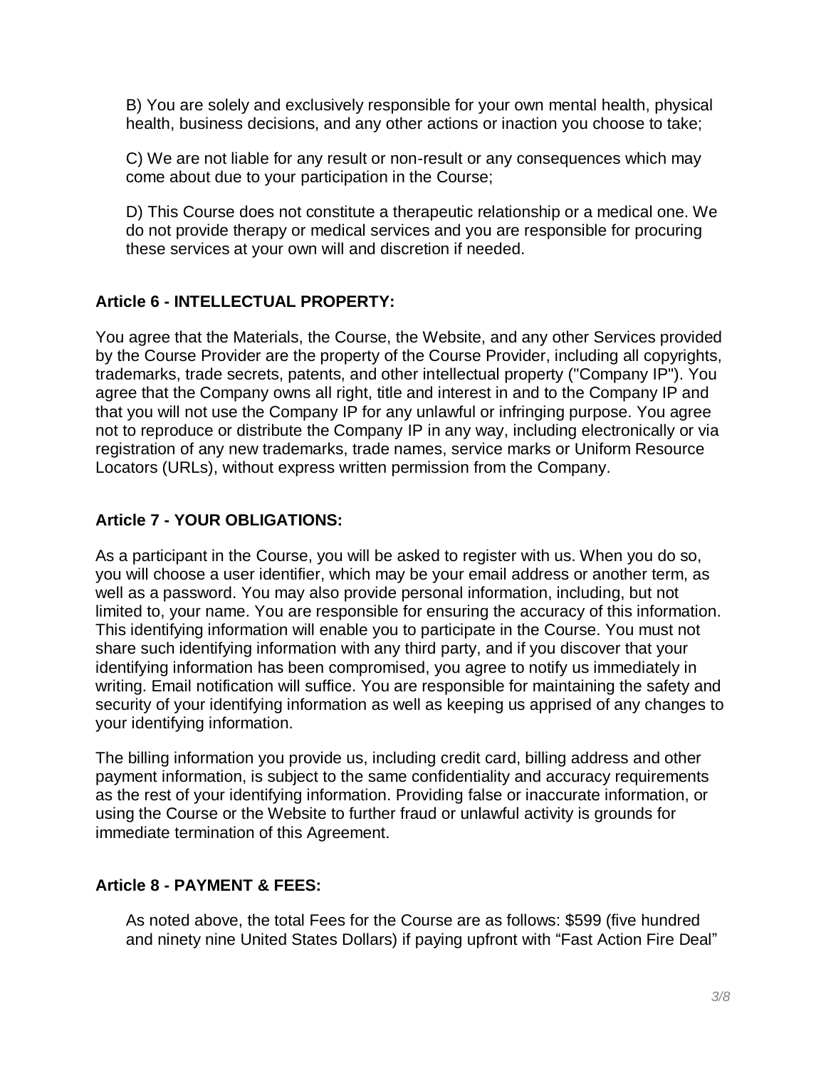B) You are solely and exclusively responsible for your own mental health, physical health, business decisions, and any other actions or inaction you choose to take;

C) We are not liable for any result or non-result or any consequences which may come about due to your participation in the Course;

D) This Course does not constitute a therapeutic relationship or a medical one. We do not provide therapy or medical services and you are responsible for procuring these services at your own will and discretion if needed.

### Article 6 - INTELLECTUAL PROPERTY:

You agree that the Materials, the Course, the Website, and any other Services provided by the Course Provider are the property of the Course Provider, including all copyrights, trademarks, trade secrets, patents, and other intellectual property ("Company IP"). You agree that the Company owns all right, title and interest in and to the Company IP and that you will not use the Company IP for any unlawful or infringing purpose. You agree not to reproduce or distribute the Company IP in any way, including electronically or via registration of any new trademarks, trade names, service marks or Uniform Resource Locators (URLs), without express written permission from the Company.

### Article 7 - YOUR OBLIGATIONS:

As a participant in the Course, you will be asked to register with us. When you do so, you will choose a user identifier, which may be your email address or another term, as well as a password. You may also provide personal information, including, but not limited to, your name. You are responsible for ensuring the accuracy of this information. This identifying information will enable you to participate in the Course. You must not share such identifying information with any third party, and if you discover that your identifying information has been compromised, you agree to notify us immediately in writing. Email notification will suffice. You are responsible for maintaining the safety and security of your identifying information as well as keeping us apprised of any changes to your identifying information.

The billing information you provide us, including credit card, billing address and other payment information, is subject to the same confidentiality and accuracy requirements as the rest of your identifying information. Providing false or inaccurate information, or using the Course or the Website to further fraud or unlawful activity is grounds for immediate termination of this Agreement.

### Article 8 - PAYMENT & FEES:

As noted above, the total Fees for the Course are as follows: $599 (five hundred and ninety nine United States Dollars) if paying upfront with "Fast Action Fire Deal"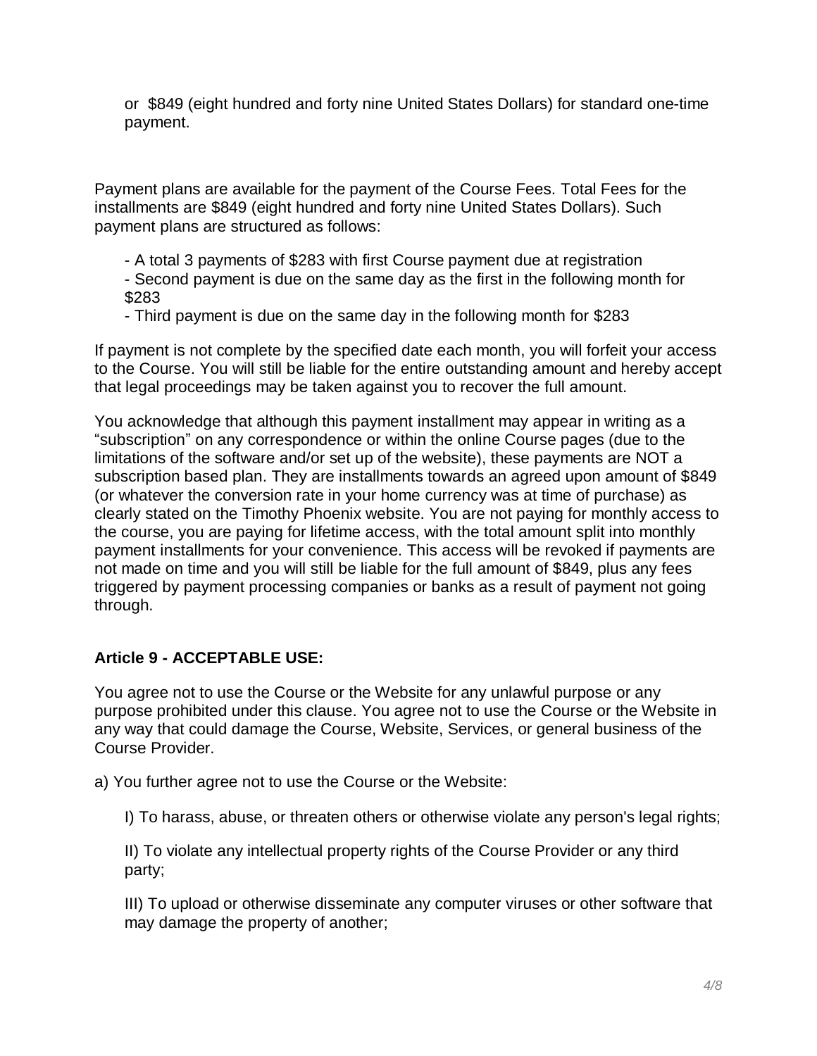or $849 (eight hundred and forty nine United States Dollars) for standard one-time payment.

Payment plans are available for the payment of the Course Fees. Total Fees for the installments are $849 (eight hundred and forty nine United States Dollars). Such payment plans are structured as follows:

- A total 3 payments of $283 with first Course payment due at registration
- Second payment is due on the same day as the first in the following month for $283
- Third payment is due on the same day in the following month for $283

If payment is not complete by the specified date each month, you will forfeit your access to the Course. You will still be liable for the entire outstanding amount and hereby accept that legal proceedings may be taken against you to recover the full amount.

You acknowledge that although this payment installment may appear in writing as a "subscription" on any correspondence or within the online Course pages (due to the limitations of the software and/or set up of the website), these payments are NOT a subscription based plan. They are installments towards an agreed upon amount of $849 (or whatever the conversion rate in your home currency was at time of purchase) as clearly stated on the Timothy Phoenix website. You are not paying for monthly access to the course, you are paying for lifetime access, with the total amount split into monthly payment installments for your convenience. This access will be revoked if payments are not made on time and you will still be liable for the full amount of $849, plus any fees triggered by payment processing companies or banks as a result of payment not going through.

**Article 9 - ACCEPTABLE USE:**

You agree not to use the Course or the Website for any unlawful purpose or any purpose prohibited under this clause. You agree not to use the Course or the Website in any way that could damage the Course, Website, Services, or general business of the Course Provider.

a) You further agree not to use the Course or the Website:

I) To harass, abuse, or threaten others or otherwise violate any person's legal rights;

II) To violate any intellectual property rights of the Course Provider or any third party;

III) To upload or otherwise disseminate any computer viruses or other software that may damage the property of another;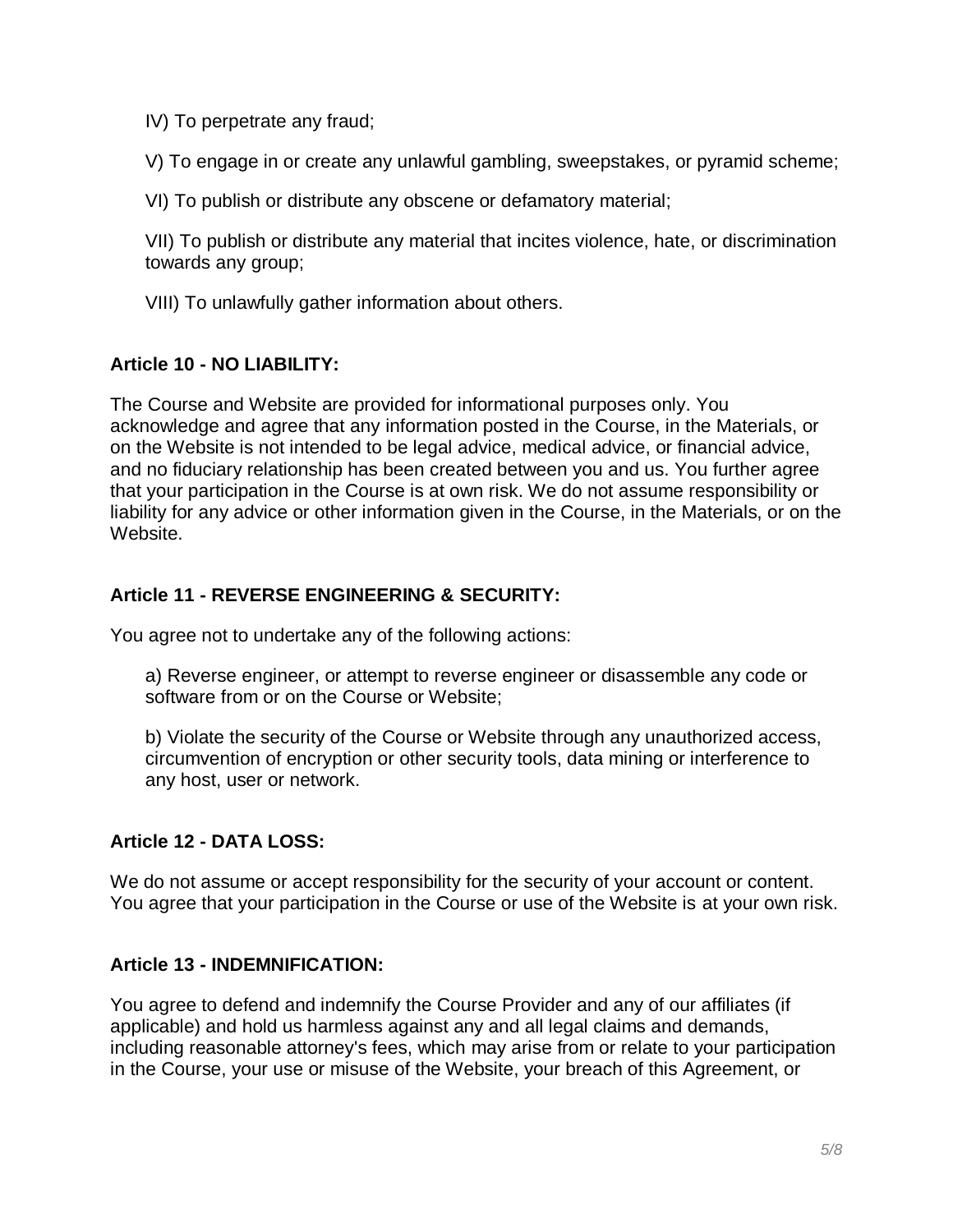IV) To perpetrate any fraud;

V) To engage in or create any unlawful gambling, sweepstakes, or pyramid scheme;

VI) To publish or distribute any obscene or defamatory material;

VII) To publish or distribute any material that incites violence, hate, or discrimination towards any group;

VIII) To unlawfully gather information about others.

**Article 10 - NO LIABILITY:**

The Course and Website are provided for informational purposes only. You acknowledge and agree that any information posted in the Course, in the Materials, or on the Website is not intended to be legal advice, medical advice, or financial advice, and no fiduciary relationship has been created between you and us. You further agree that your participation in the Course is at own risk. We do not assume responsibility or liability for any advice or other information given in the Course, in the Materials, or on the Website.

**Article 11 - REVERSE ENGINEERING & SECURITY:**

You agree not to undertake any of the following actions:

a) Reverse engineer, or attempt to reverse engineer or disassemble any code or software from or on the Course or Website;

b) Violate the security of the Course or Website through any unauthorized access, circumvention of encryption or other security tools, data mining or interference to any host, user or network.

**Article 12 - DATA LOSS:**

We do not assume or accept responsibility for the security of your account or content. You agree that your participation in the Course or use of the Website is at your own risk.

**Article 13 - INDEMNIFICATION:**

You agree to defend and indemnify the Course Provider and any of our affiliates (if applicable) and hold us harmless against any and all legal claims and demands, including reasonable attorney's fees, which may arise from or relate to your participation in the Course, your use or misuse of the Website, your breach of this Agreement, or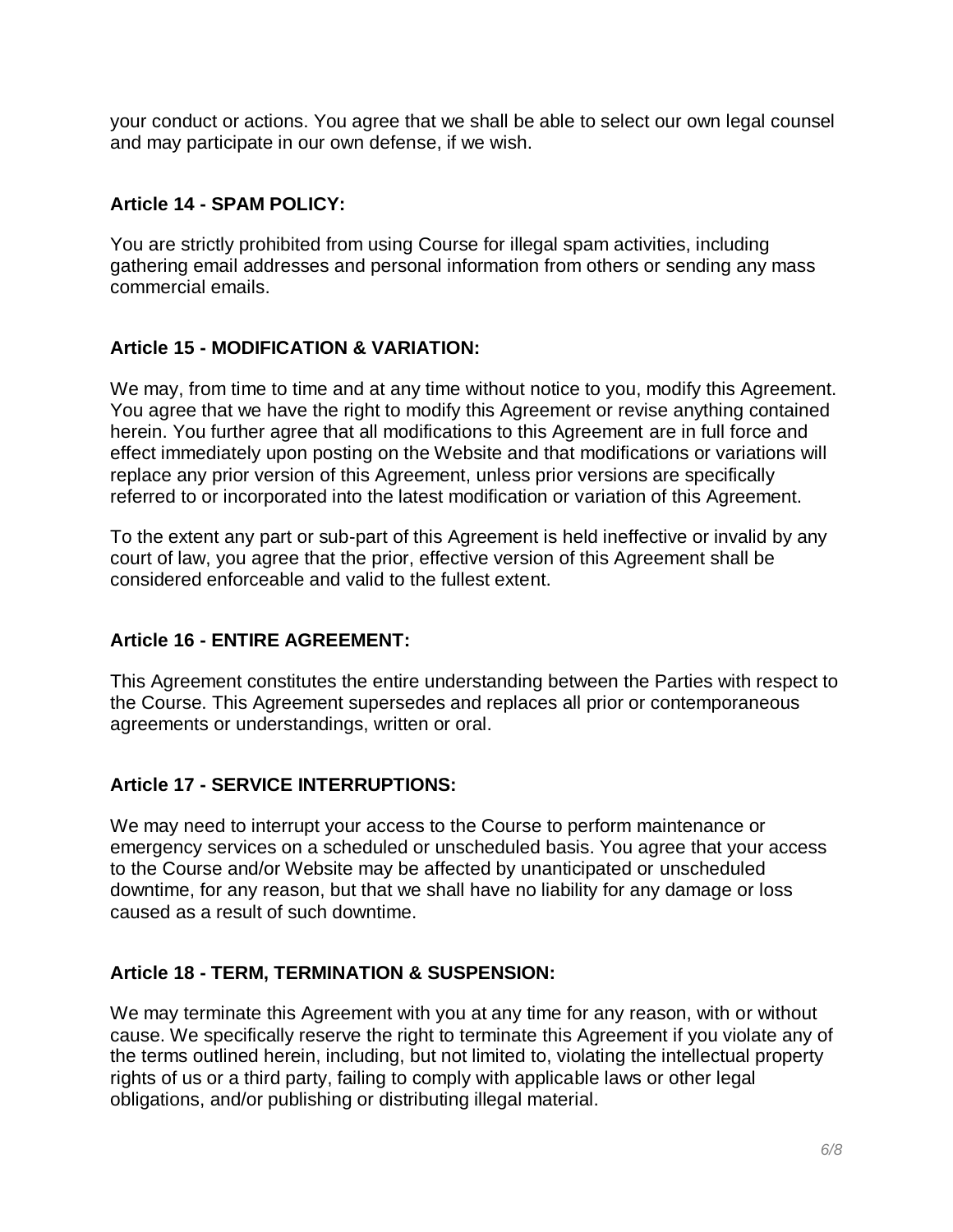your conduct or actions. You agree that we shall be able to select our own legal counsel and may participate in our own defense, if we wish.

**Article 14 - SPAM POLICY:**

You are strictly prohibited from using Course for illegal spam activities, including gathering email addresses and personal information from others or sending any mass commercial emails.

**Article 15 - MODIFICATION & VARIATION:**

We may, from time to time and at any time without notice to you, modify this Agreement. You agree that we have the right to modify this Agreement or revise anything contained herein. You further agree that all modifications to this Agreement are in full force and effect immediately upon posting on the Website and that modifications or variations will replace any prior version of this Agreement, unless prior versions are specifically referred to or incorporated into the latest modification or variation of this Agreement.

To the extent any part or sub-part of this Agreement is held ineffective or invalid by any court of law, you agree that the prior, effective version of this Agreement shall be considered enforceable and valid to the fullest extent.

**Article 16 - ENTIRE AGREEMENT:**

This Agreement constitutes the entire understanding between the Parties with respect to the Course. This Agreement supersedes and replaces all prior or contemporaneous agreements or understandings, written or oral.

**Article 17 - SERVICE INTERRUPTIONS:**

We may need to interrupt your access to the Course to perform maintenance or emergency services on a scheduled or unscheduled basis. You agree that your access to the Course and/or Website may be affected by unanticipated or unscheduled downtime, for any reason, but that we shall have no liability for any damage or loss caused as a result of such downtime.

**Article 18 - TERM, TERMINATION & SUSPENSION:**

We may terminate this Agreement with you at any time for any reason, with or without cause. We specifically reserve the right to terminate this Agreement if you violate any of the terms outlined herein, including, but not limited to, violating the intellectual property rights of us or a third party, failing to comply with applicable laws or other legal obligations, and/or publishing or distributing illegal material.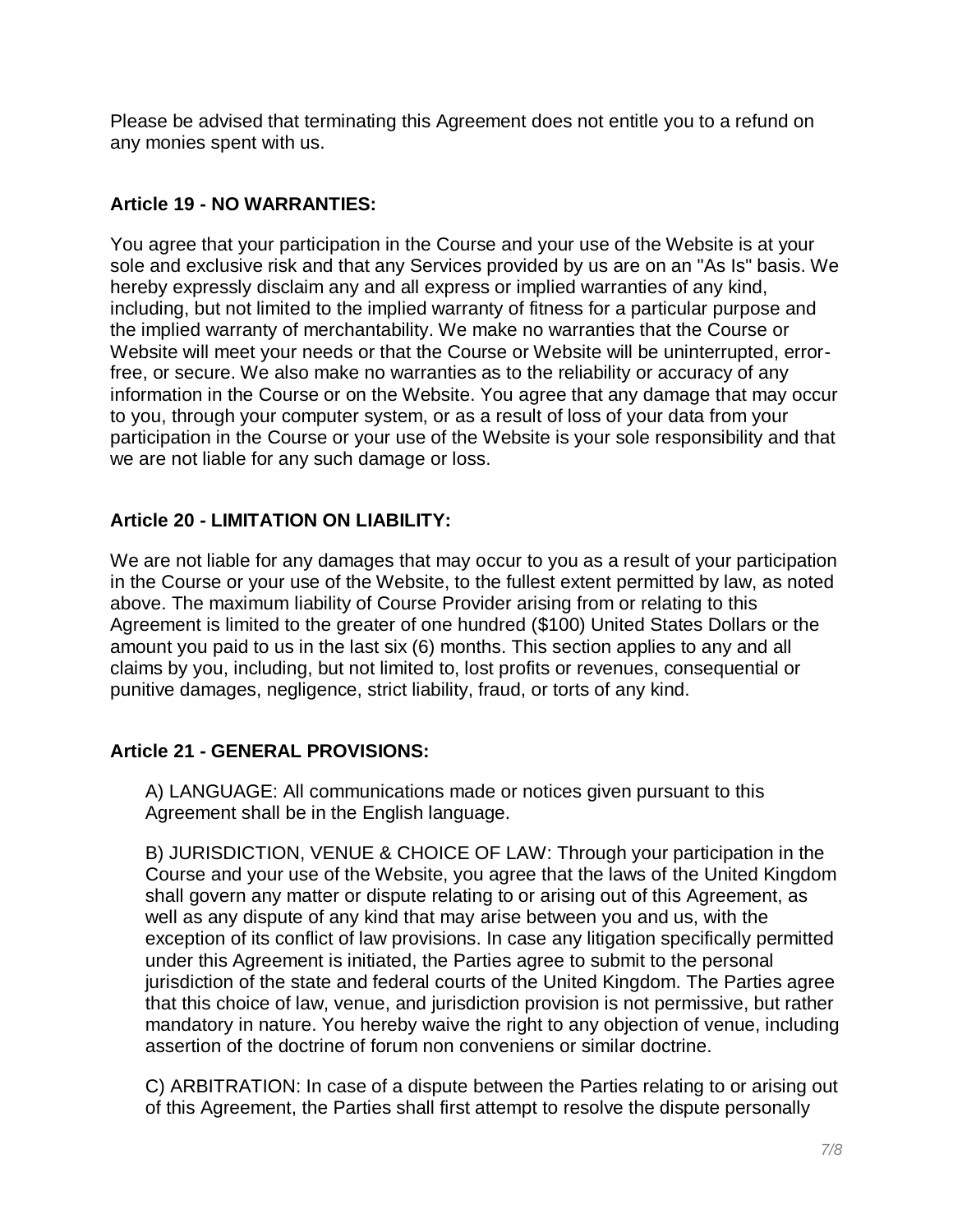Please be advised that terminating this Agreement does not entitle you to a refund on any monies spent with us.

**Article 19 - NO WARRANTIES:**

You agree that your participation in the Course and your use of the Website is at your sole and exclusive risk and that any Services provided by us are on an "As Is" basis. We hereby expressly disclaim any and all express or implied warranties of any kind, including, but not limited to the implied warranty of fitness for a particular purpose and the implied warranty of merchantability. We make no warranties that the Course or Website will meet your needs or that the Course or Website will be uninterrupted, error-free, or secure. We also make no warranties as to the reliability or accuracy of any information in the Course or on the Website. You agree that any damage that may occur to you, through your computer system, or as a result of loss of your data from your participation in the Course or your use of the Website is your sole responsibility and that we are not liable for any such damage or loss.

**Article 20 - LIMITATION ON LIABILITY:**

We are not liable for any damages that may occur to you as a result of your participation in the Course or your use of the Website, to the fullest extent permitted by law, as noted above. The maximum liability of Course Provider arising from or relating to this Agreement is limited to the greater of one hundred ($100) United States Dollars or the amount you paid to us in the last six (6) months. This section applies to any and all claims by you, including, but not limited to, lost profits or revenues, consequential or punitive damages, negligence, strict liability, fraud, or torts of any kind.

**Article 21 - GENERAL PROVISIONS:**

A) LANGUAGE: All communications made or notices given pursuant to this Agreement shall be in the English language.

B) JURISDICTION, VENUE & CHOICE OF LAW: Through your participation in the Course and your use of the Website, you agree that the laws of the United Kingdom shall govern any matter or dispute relating to or arising out of this Agreement, as well as any dispute of any kind that may arise between you and us, with the exception of its conflict of law provisions. In case any litigation specifically permitted under this Agreement is initiated, the Parties agree to submit to the personal jurisdiction of the state and federal courts of the United Kingdom. The Parties agree that this choice of law, venue, and jurisdiction provision is not permissive, but rather mandatory in nature. You hereby waive the right to any objection of venue, including assertion of the doctrine of forum non conveniens or similar doctrine.

C) ARBITRATION: In case of a dispute between the Parties relating to or arising out of this Agreement, the Parties shall first attempt to resolve the dispute personally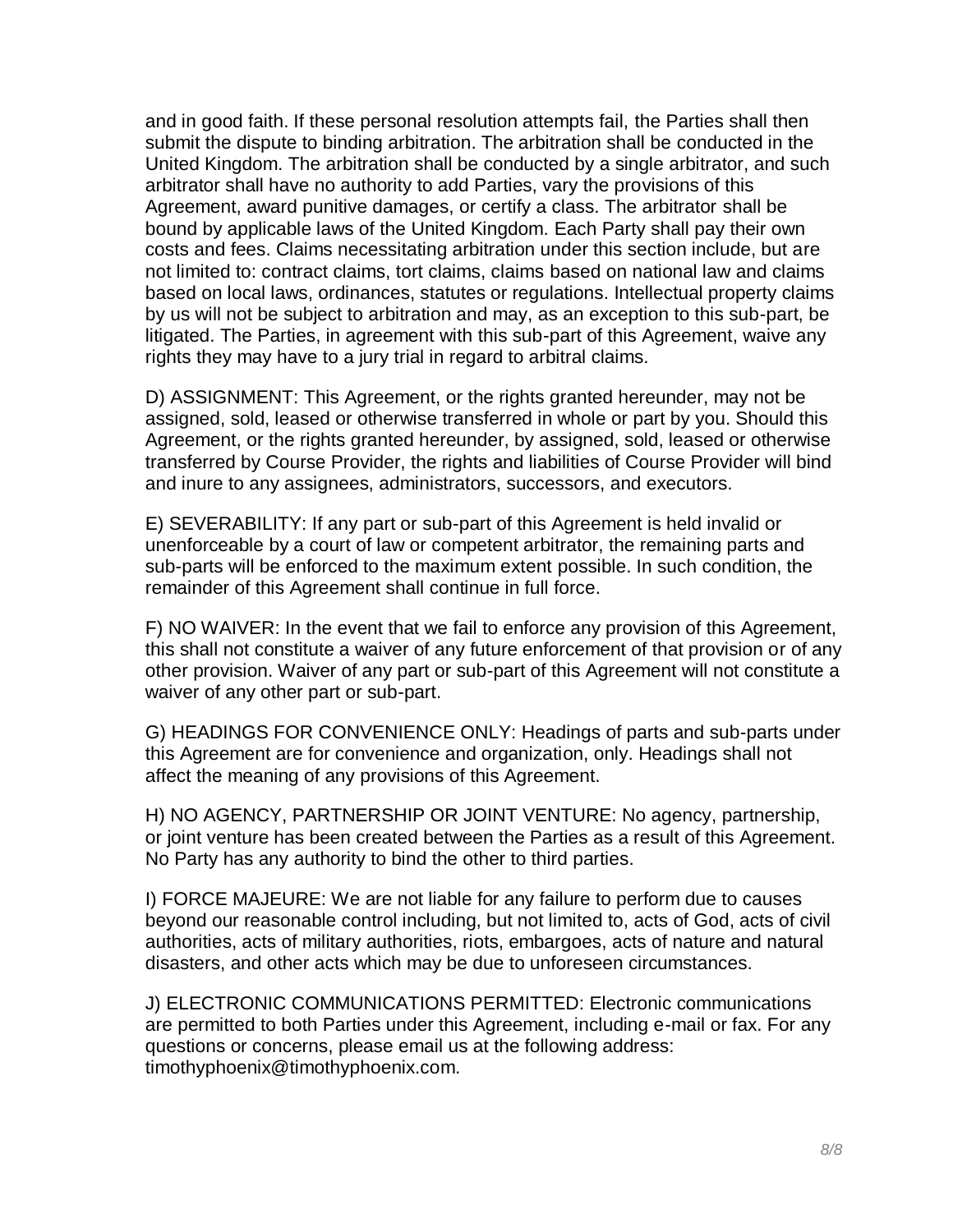and in good faith. If these personal resolution attempts fail, the Parties shall then submit the dispute to binding arbitration. The arbitration shall be conducted in the United Kingdom. The arbitration shall be conducted by a single arbitrator, and such arbitrator shall have no authority to add Parties, vary the provisions of this Agreement, award punitive damages, or certify a class. The arbitrator shall be bound by applicable laws of the United Kingdom. Each Party shall pay their own costs and fees. Claims necessitating arbitration under this section include, but are not limited to: contract claims, tort claims, claims based on national law and claims based on local laws, ordinances, statutes or regulations. Intellectual property claims by us will not be subject to arbitration and may, as an exception to this sub-part, be litigated. The Parties, in agreement with this sub-part of this Agreement, waive any rights they may have to a jury trial in regard to arbitral claims.

D) ASSIGNMENT: This Agreement, or the rights granted hereunder, may not be assigned, sold, leased or otherwise transferred in whole or part by you. Should this Agreement, or the rights granted hereunder, by assigned, sold, leased or otherwise transferred by Course Provider, the rights and liabilities of Course Provider will bind and inure to any assignees, administrators, successors, and executors.

E) SEVERABILITY: If any part or sub-part of this Agreement is held invalid or unenforceable by a court of law or competent arbitrator, the remaining parts and sub-parts will be enforced to the maximum extent possible. In such condition, the remainder of this Agreement shall continue in full force.

F) NO WAIVER: In the event that we fail to enforce any provision of this Agreement, this shall not constitute a waiver of any future enforcement of that provision or of any other provision. Waiver of any part or sub-part of this Agreement will not constitute a waiver of any other part or sub-part.

G) HEADINGS FOR CONVENIENCE ONLY: Headings of parts and sub-parts under this Agreement are for convenience and organization, only. Headings shall not affect the meaning of any provisions of this Agreement.

H) NO AGENCY, PARTNERSHIP OR JOINT VENTURE: No agency, partnership, or joint venture has been created between the Parties as a result of this Agreement. No Party has any authority to bind the other to third parties.

I) FORCE MAJEURE: We are not liable for any failure to perform due to causes beyond our reasonable control including, but not limited to, acts of God, acts of civil authorities, acts of military authorities, riots, embargoes, acts of nature and natural disasters, and other acts which may be due to unforeseen circumstances.

J) ELECTRONIC COMMUNICATIONS PERMITTED: Electronic communications are permitted to both Parties under this Agreement, including e-mail or fax. For any questions or concerns, please email us at the following address: timothyphoenix@timothyphoenix.com.